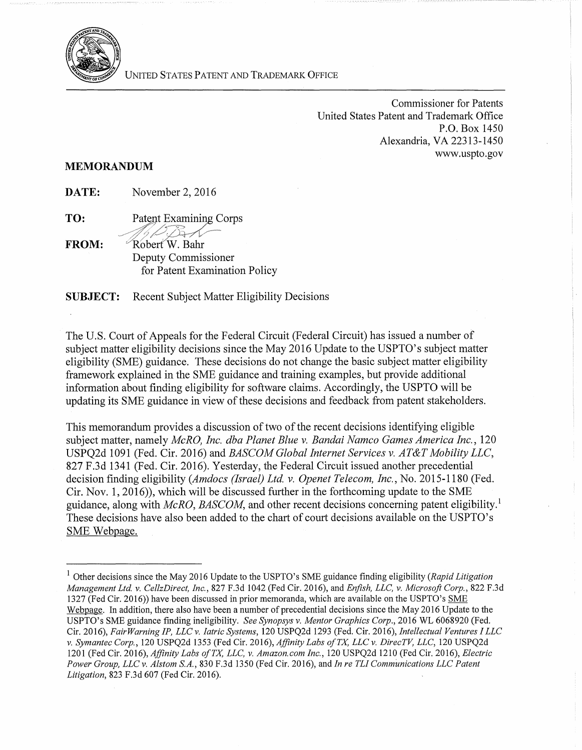UNITED STATES PATENT AND TRADEMARK OFFICE

Commissioner for Patents
United States Patent and Trademark Office
P.O. Box 1450
Alexandria, VA 22313-1450
www.uspto.gov

**MEMORANDUM**

**DATE:** November 2, 2016

**TO:** Patent Examining Corps

**FROM:** Robert W. Bahr
Deputy Commissioner
for Patent Examination Policy

**SUBJECT:** Recent Subject Matter Eligibility Decisions

The U.S. Court of Appeals for the Federal Circuit (Federal Circuit) has issued a number of subject matter eligibility decisions since the May 2016 Update to the USPTO's subject matter eligibility (SME) guidance. These decisions do not change the basic subject matter eligibility framework explained in the SME guidance and training examples, but provide additional information about finding eligibility for software claims. Accordingly, the USPTO will be updating its SME guidance in view of these decisions and feedback from patent stakeholders.

This memorandum provides a discussion of two of the recent decisions identifying eligible subject matter, namely *McRO, Inc. dba Planet Blue v. Bandai Namco Games America Inc.*, 120 USPQ2d 1091 (Fed. Cir. 2016) and *BASCOM Global Internet Services v. AT&T Mobility LLC*, 827 F.3d 1341 (Fed. Cir. 2016). Yesterday, the Federal Circuit issued another precedential decision finding eligibility (*Amdocs (Israel) Ltd. v. Openet Telecom, Inc.*, No. 2015-1180 (Fed. Cir. Nov. 1, 2016)), which will be discussed further in the forthcoming update to the SME guidance, along with *McRO*, *BASCOM*, and other recent decisions concerning patent eligibility.[1] These decisions have also been added to the chart of court decisions available on the USPTO's SME Webpage.

---

[1] Other decisions since the May 2016 Update to the USPTO's SME guidance finding eligibility (*Rapid Litigation Management Ltd. v. CellzDirect, Inc.*, 827 F.3d 1042 (Fed Cir. 2016), and *Enfish, LLC, v. Microsoft Corp.*, 822 F.3d 1327 (Fed Cir. 2016)) have been discussed in prior memoranda, which are available on the USPTO's SME Webpage. In addition, there also have been a number of precedential decisions since the May 2016 Update to the USPTO's SME guidance finding ineligibility. *See Synopsys v. Mentor Graphics Corp.*, 2016 WL 6068920 (Fed. Cir. 2016), *FairWarning IP, LLC v. Iatric Systems*, 120 USPQ2d 1293 (Fed. Cir. 2016), *Intellectual Ventures I LLC v. Symantec Corp.*, 120 USPQ2d 1353 (Fed Cir. 2016), *Affinity Labs of TX, LLC v. DirecTV, LLC*, 120 USPQ2d 1201 (Fed Cir. 2016), *Affinity Labs of TX, LLC, v. Amazon.com Inc.*, 120 USPQ2d 1210 (Fed Cir. 2016), *Electric Power Group, LLC v. Alstom S.A.*, 830 F.3d 1350 (Fed Cir. 2016), and *In re TLI Communications LLC Patent Litigation*, 823 F.3d 607 (Fed Cir. 2016).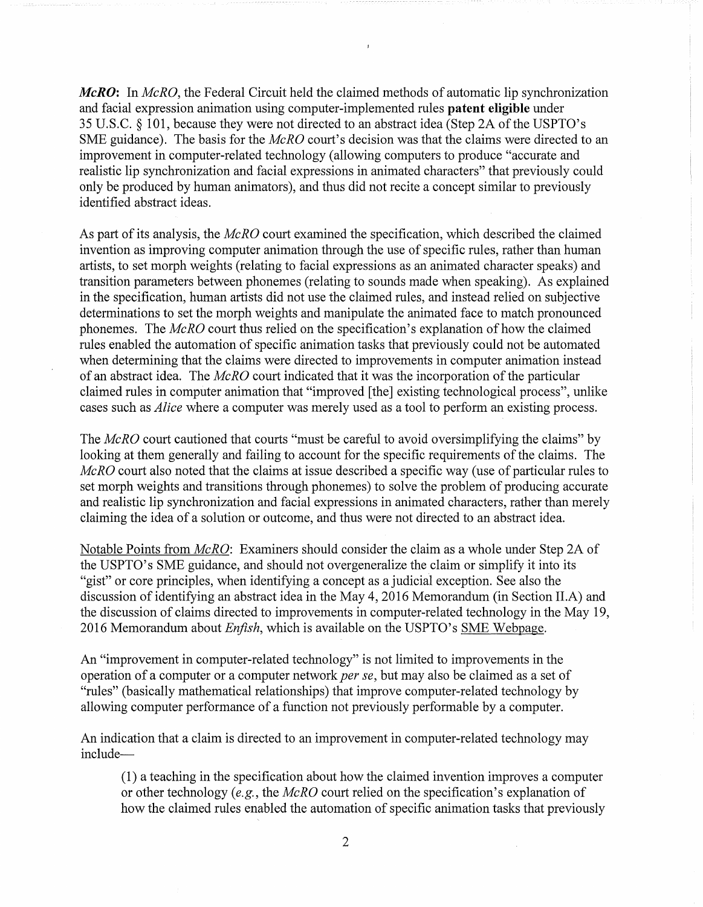***McRO***: In *McRO*, the Federal Circuit held the claimed methods of automatic lip synchronization and facial expression animation using computer-implemented rules **patent eligible** under 35 U.S.C. § 101, because they were not directed to an abstract idea (Step 2A of the USPTO's SME guidance). The basis for the *McRO* court's decision was that the claims were directed to an improvement in computer-related technology (allowing computers to produce "accurate and realistic lip synchronization and facial expressions in animated characters" that previously could only be produced by human animators), and thus did not recite a concept similar to previously identified abstract ideas.

As part of its analysis, the *McRO* court examined the specification, which described the claimed invention as improving computer animation through the use of specific rules, rather than human artists, to set morph weights (relating to facial expressions as an animated character speaks) and transition parameters between phonemes (relating to sounds made when speaking). As explained in the specification, human artists did not use the claimed rules, and instead relied on subjective determinations to set the morph weights and manipulate the animated face to match pronounced phonemes. The *McRO* court thus relied on the specification's explanation of how the claimed rules enabled the automation of specific animation tasks that previously could not be automated when determining that the claims were directed to improvements in computer animation instead of an abstract idea. The *McRO* court indicated that it was the incorporation of the particular claimed rules in computer animation that "improved [the] existing technological process", unlike cases such as *Alice* where a computer was merely used as a tool to perform an existing process.

The *McRO* court cautioned that courts "must be careful to avoid oversimplifying the claims" by looking at them generally and failing to account for the specific requirements of the claims. The *McRO* court also noted that the claims at issue described a specific way (use of particular rules to set morph weights and transitions through phonemes) to solve the problem of producing accurate and realistic lip synchronization and facial expressions in animated characters, rather than merely claiming the idea of a solution or outcome, and thus were not directed to an abstract idea.

<u>Notable Points from *McRO*</u>: Examiners should consider the claim as a whole under Step 2A of the USPTO's SME guidance, and should not overgeneralize the claim or simplify it into its "gist" or core principles, when identifying a concept as a judicial exception. See also the discussion of identifying an abstract idea in the May 4, 2016 Memorandum (in Section II.A) and the discussion of claims directed to improvements in computer-related technology in the May 19, 2016 Memorandum about *Enfish*, which is available on the USPTO's <u>SME Webpage</u>.

An "improvement in computer-related technology" is not limited to improvements in the operation of a computer or a computer network *per se*, but may also be claimed as a set of "rules" (basically mathematical relationships) that improve computer-related technology by allowing computer performance of a function not previously performable by a computer.

An indication that a claim is directed to an improvement in computer-related technology may include—

(1) a teaching in the specification about how the claimed invention improves a computer or other technology (*e.g.*, the *McRO* court relied on the specification's explanation of how the claimed rules enabled the automation of specific animation tasks that previously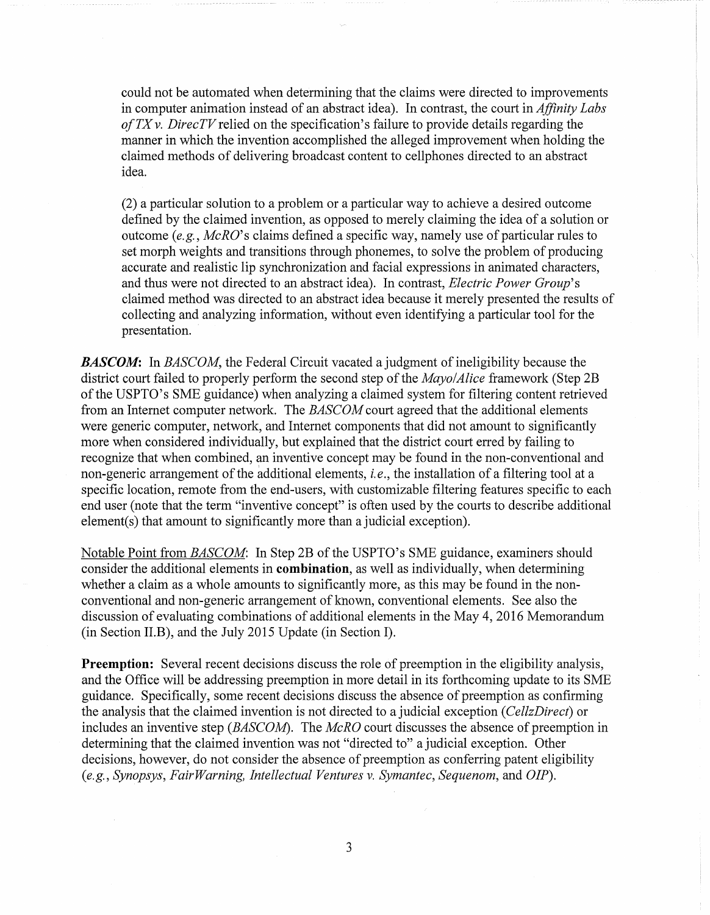could not be automated when determining that the claims were directed to improvements in computer animation instead of an abstract idea). In contrast, the court in *Affinity Labs of TX v. DirecTV* relied on the specification's failure to provide details regarding the manner in which the invention accomplished the alleged improvement when holding the claimed methods of delivering broadcast content to cellphones directed to an abstract idea.

(2) a particular solution to a problem or a particular way to achieve a desired outcome defined by the claimed invention, as opposed to merely claiming the idea of a solution or outcome (*e.g.*, *McRO*'s claims defined a specific way, namely use of particular rules to set morph weights and transitions through phonemes, to solve the problem of producing accurate and realistic lip synchronization and facial expressions in animated characters, and thus were not directed to an abstract idea). In contrast, *Electric Power Group*'s claimed method was directed to an abstract idea because it merely presented the results of collecting and analyzing information, without even identifying a particular tool for the presentation.

***BASCOM*:** In *BASCOM*, the Federal Circuit vacated a judgment of ineligibility because the district court failed to properly perform the second step of the *Mayo/Alice* framework (Step 2B of the USPTO's SME guidance) when analyzing a claimed system for filtering content retrieved from an Internet computer network. The *BASCOM* court agreed that the additional elements were generic computer, network, and Internet components that did not amount to significantly more when considered individually, but explained that the district court erred by failing to recognize that when combined, an inventive concept may be found in the non-conventional and non-generic arrangement of the additional elements, *i.e.*, the installation of a filtering tool at a specific location, remote from the end-users, with customizable filtering features specific to each end user (note that the term "inventive concept" is often used by the courts to describe additional element(s) that amount to significantly more than a judicial exception).

<u>Notable Point from *BASCOM*</u>: In Step 2B of the USPTO's SME guidance, examiners should consider the additional elements in **combination**, as well as individually, when determining whether a claim as a whole amounts to significantly more, as this may be found in the non-conventional and non-generic arrangement of known, conventional elements. See also the discussion of evaluating combinations of additional elements in the May 4, 2016 Memorandum (in Section II.B), and the July 2015 Update (in Section I).

**Preemption:** Several recent decisions discuss the role of preemption in the eligibility analysis, and the Office will be addressing preemption in more detail in its forthcoming update to its SME guidance. Specifically, some recent decisions discuss the absence of preemption as confirming the analysis that the claimed invention is not directed to a judicial exception (*CellzDirect*) or includes an inventive step (*BASCOM*). The *McRO* court discusses the absence of preemption in determining that the claimed invention was not "directed to" a judicial exception. Other decisions, however, do not consider the absence of preemption as conferring patent eligibility (*e.g.*, *Synopsys*, *FairWarning*, *Intellectual Ventures v. Symantec*, *Sequenom*, and *OIP*).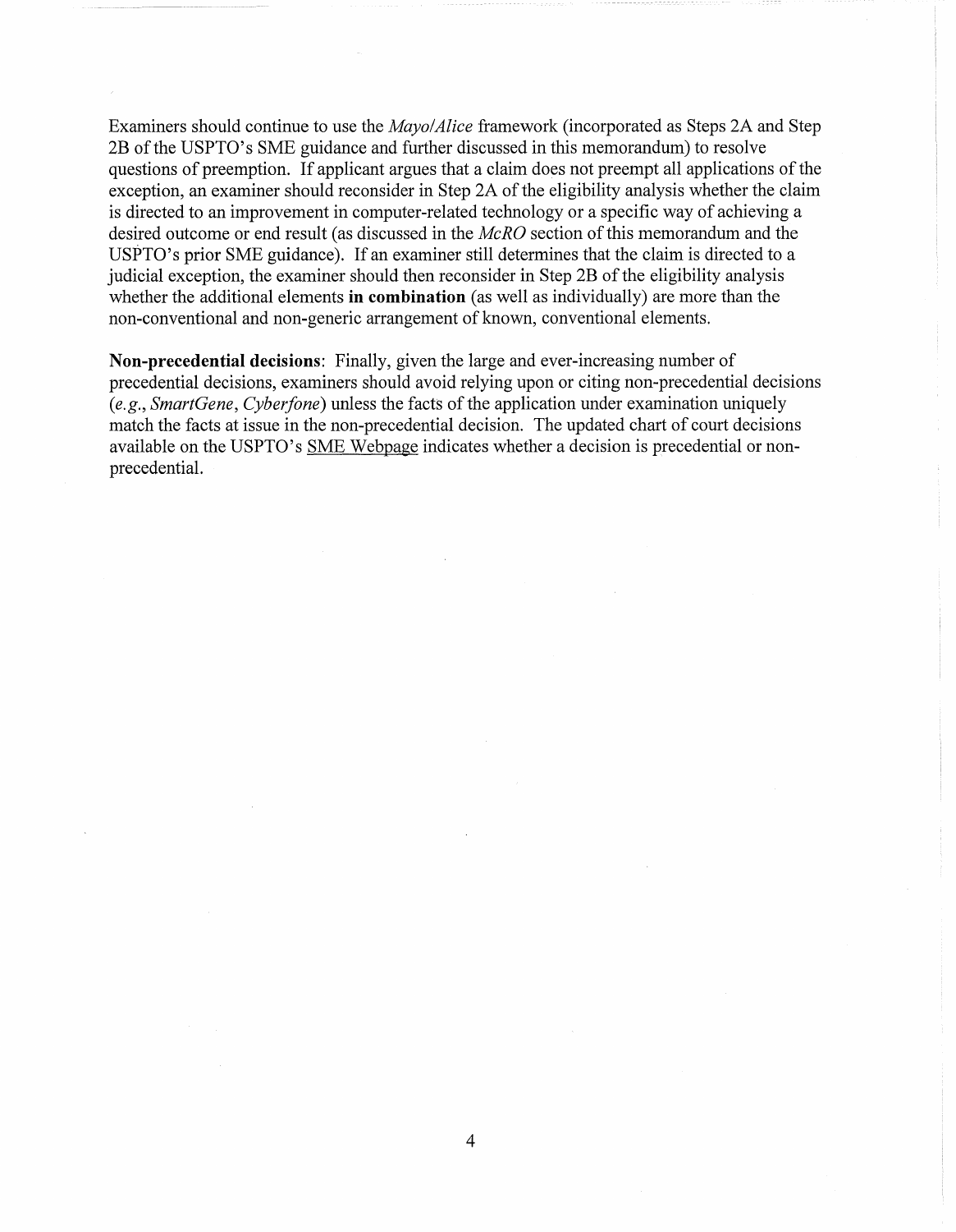Examiners should continue to use the *Mayo/Alice* framework (incorporated as Steps 2A and Step 2B of the USPTO's SME guidance and further discussed in this memorandum) to resolve questions of preemption. If applicant argues that a claim does not preempt all applications of the exception, an examiner should reconsider in Step 2A of the eligibility analysis whether the claim is directed to an improvement in computer-related technology or a specific way of achieving a desired outcome or end result (as discussed in the *McRO* section of this memorandum and the USPTO's prior SME guidance). If an examiner still determines that the claim is directed to a judicial exception, the examiner should then reconsider in Step 2B of the eligibility analysis whether the additional elements **in combination** (as well as individually) are more than the non-conventional and non-generic arrangement of known, conventional elements.

**Non-precedential decisions**: Finally, given the large and ever-increasing number of precedential decisions, examiners should avoid relying upon or citing non-precedential decisions (*e.g.*, *SmartGene*, *Cyberfone*) unless the facts of the application under examination uniquely match the facts at issue in the non-precedential decision. The updated chart of court decisions available on the USPTO's SME Webpage indicates whether a decision is precedential or non-precedential.